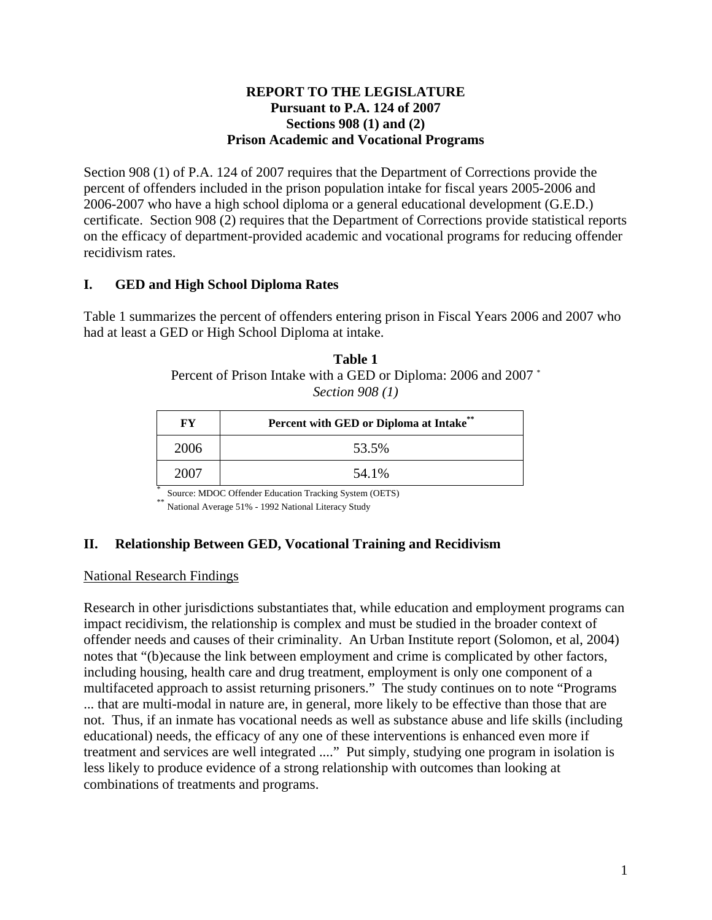**REPORT TO THE LEGISLATURE**
**Pursuant to P.A. 124 of 2007**
**Sections 908 (1) and (2)**
**Prison Academic and Vocational Programs**

Section 908 (1) of P.A. 124 of 2007 requires that the Department of Corrections provide the percent of offenders included in the prison population intake for fiscal years 2005-2006 and 2006-2007 who have a high school diploma or a general educational development (G.E.D.) certificate. Section 908 (2) requires that the Department of Corrections provide statistical reports on the efficacy of department-provided academic and vocational programs for reducing offender recidivism rates.

## I. GED and High School Diploma Rates

Table 1 summarizes the percent of offenders entering prison in Fiscal Years 2006 and 2007 who had at least a GED or High School Diploma at intake.

**Table 1**
Percent of Prison Intake with a GED or Diploma: 2006 and 2007 *
*Section 908 (1)*

| FY | Percent with GED or Diploma at Intake** |
|---|---|
| 2006 | 53.5% |
| 2007 | 54.1% |

\* Source: MDOC Offender Education Tracking System (OETS)
\*\* National Average 51% - 1992 National Literacy Study

## II. Relationship Between GED, Vocational Training and Recidivism

National Research Findings

Research in other jurisdictions substantiates that, while education and employment programs can impact recidivism, the relationship is complex and must be studied in the broader context of offender needs and causes of their criminality. An Urban Institute report (Solomon, et al, 2004) notes that "(b)ecause the link between employment and crime is complicated by other factors, including housing, health care and drug treatment, employment is only one component of a multifaceted approach to assist returning prisoners." The study continues on to note "Programs ... that are multi-modal in nature are, in general, more likely to be effective than those that are not. Thus, if an inmate has vocational needs as well as substance abuse and life skills (including educational) needs, the efficacy of any one of these interventions is enhanced even more if treatment and services are well integrated ...." Put simply, studying one program in isolation is less likely to produce evidence of a strong relationship with outcomes than looking at combinations of treatments and programs.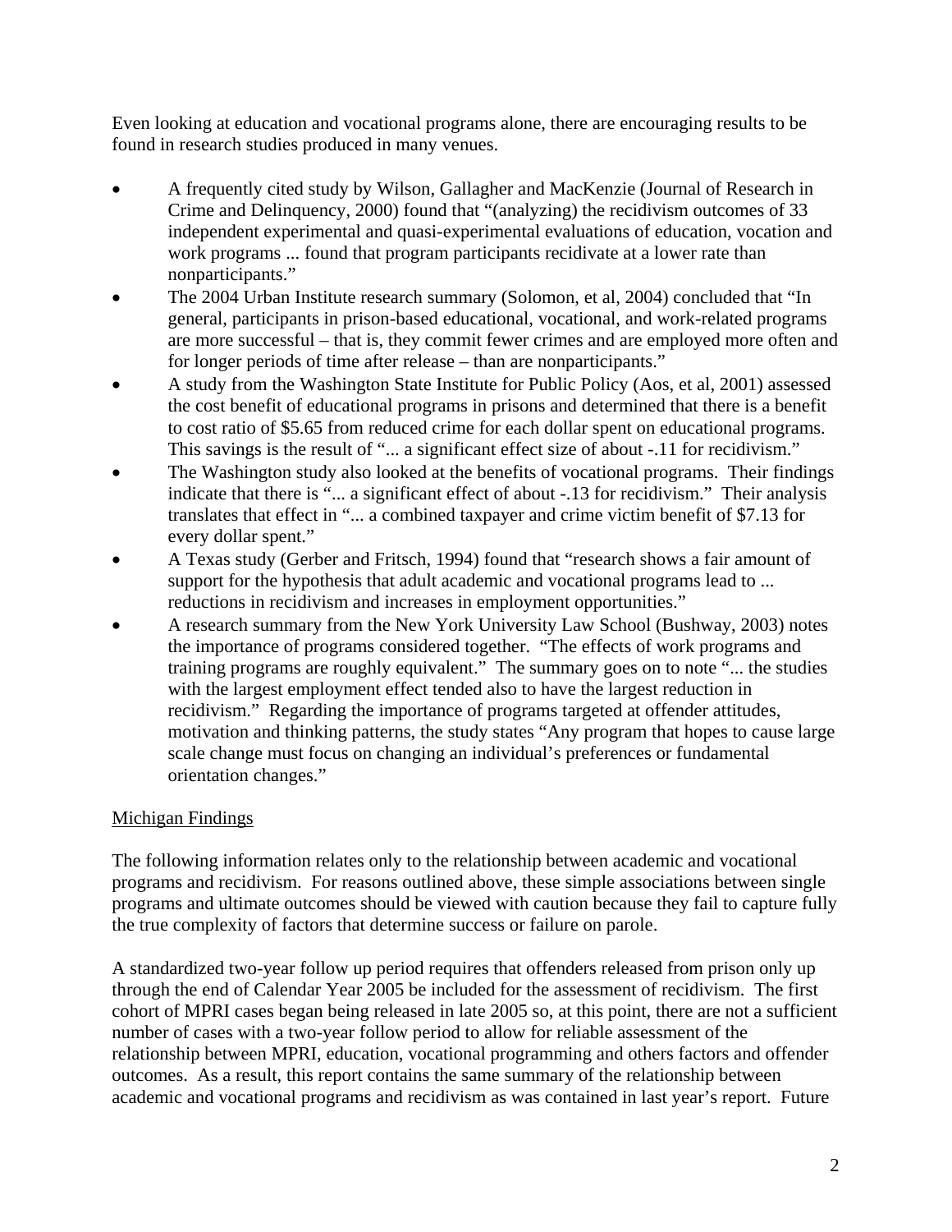Even looking at education and vocational programs alone, there are encouraging results to be found in research studies produced in many venues.

- A frequently cited study by Wilson, Gallagher and MacKenzie (Journal of Research in Crime and Delinquency, 2000) found that "(analyzing) the recidivism outcomes of 33 independent experimental and quasi-experimental evaluations of education, vocation and work programs ... found that program participants recidivate at a lower rate than nonparticipants."
- The 2004 Urban Institute research summary (Solomon, et al, 2004) concluded that "In general, participants in prison-based educational, vocational, and work-related programs are more successful – that is, they commit fewer crimes and are employed more often and for longer periods of time after release – than are nonparticipants."
- A study from the Washington State Institute for Public Policy (Aos, et al, 2001) assessed the cost benefit of educational programs in prisons and determined that there is a benefit to cost ratio of $5.65 from reduced crime for each dollar spent on educational programs. This savings is the result of "... a significant effect size of about -.11 for recidivism."
- The Washington study also looked at the benefits of vocational programs. Their findings indicate that there is "... a significant effect of about -.13 for recidivism." Their analysis translates that effect in "... a combined taxpayer and crime victim benefit of $7.13 for every dollar spent."
- A Texas study (Gerber and Fritsch, 1994) found that "research shows a fair amount of support for the hypothesis that adult academic and vocational programs lead to ... reductions in recidivism and increases in employment opportunities."
- A research summary from the New York University Law School (Bushway, 2003) notes the importance of programs considered together. "The effects of work programs and training programs are roughly equivalent." The summary goes on to note "... the studies with the largest employment effect tended also to have the largest reduction in recidivism." Regarding the importance of programs targeted at offender attitudes, motivation and thinking patterns, the study states "Any program that hopes to cause large scale change must focus on changing an individual's preferences or fundamental orientation changes."

## Michigan Findings

The following information relates only to the relationship between academic and vocational programs and recidivism. For reasons outlined above, these simple associations between single programs and ultimate outcomes should be viewed with caution because they fail to capture fully the true complexity of factors that determine success or failure on parole.

A standardized two-year follow up period requires that offenders released from prison only up through the end of Calendar Year 2005 be included for the assessment of recidivism. The first cohort of MPRI cases began being released in late 2005 so, at this point, there are not a sufficient number of cases with a two-year follow period to allow for reliable assessment of the relationship between MPRI, education, vocational programming and others factors and offender outcomes. As a result, this report contains the same summary of the relationship between academic and vocational programs and recidivism as was contained in last year's report. Future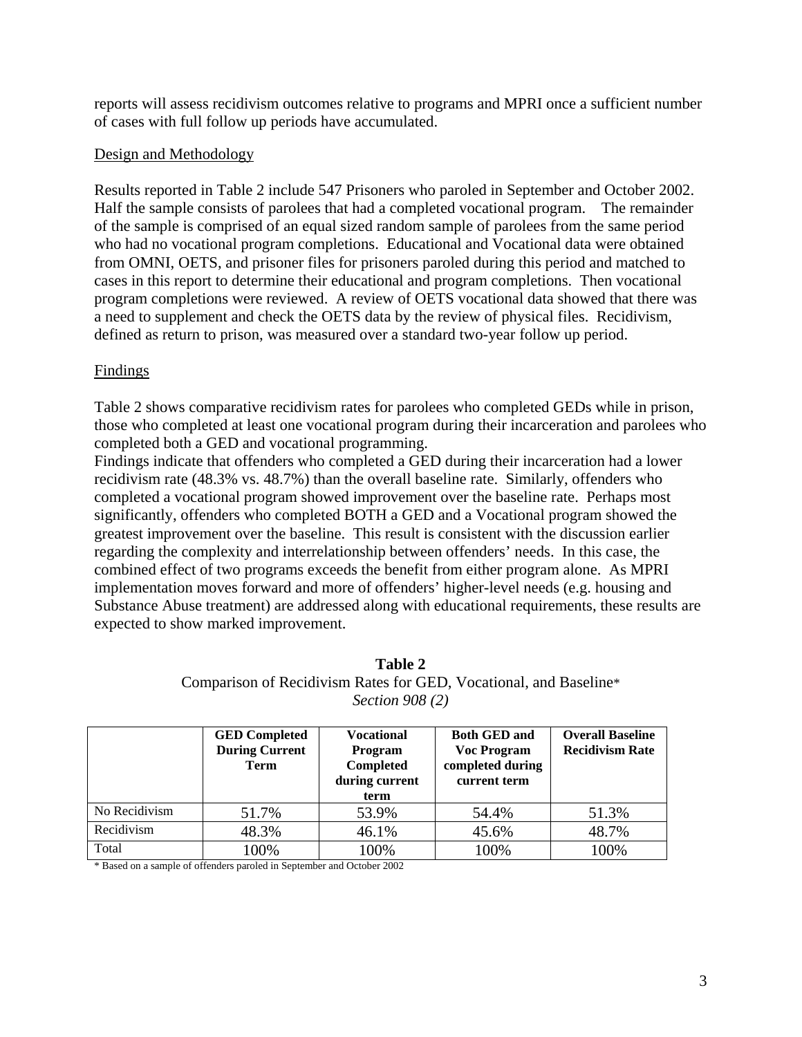reports will assess recidivism outcomes relative to programs and MPRI once a sufficient number of cases with full follow up periods have accumulated.

Design and Methodology

Results reported in Table 2 include 547 Prisoners who paroled in September and October 2002. Half the sample consists of parolees that had a completed vocational program. The remainder of the sample is comprised of an equal sized random sample of parolees from the same period who had no vocational program completions. Educational and Vocational data were obtained from OMNI, OETS, and prisoner files for prisoners paroled during this period and matched to cases in this report to determine their educational and program completions. Then vocational program completions were reviewed. A review of OETS vocational data showed that there was a need to supplement and check the OETS data by the review of physical files. Recidivism, defined as return to prison, was measured over a standard two-year follow up period.

Findings

Table 2 shows comparative recidivism rates for parolees who completed GEDs while in prison, those who completed at least one vocational program during their incarceration and parolees who completed both a GED and vocational programming.

Findings indicate that offenders who completed a GED during their incarceration had a lower recidivism rate (48.3% vs. 48.7%) than the overall baseline rate. Similarly, offenders who completed a vocational program showed improvement over the baseline rate. Perhaps most significantly, offenders who completed BOTH a GED and a Vocational program showed the greatest improvement over the baseline. This result is consistent with the discussion earlier regarding the complexity and interrelationship between offenders' needs. In this case, the combined effect of two programs exceeds the benefit from either program alone. As MPRI implementation moves forward and more of offenders' higher-level needs (e.g. housing and Substance Abuse treatment) are addressed along with educational requirements, these results are expected to show marked improvement.

**Table 2**
Comparison of Recidivism Rates for GED, Vocational, and Baseline*
*Section 908 (2)*

| | **GED Completed During Current Term** | **Vocational Program Completed during current term** | **Both GED and Voc Program completed during current term** | **Overall Baseline Recidivism Rate** |
|---|---|---|---|---|
| No Recidivism | 51.7% | 53.9% | 54.4% | 51.3% |
| Recidivism | 48.3% | 46.1% | 45.6% | 48.7% |
| Total | 100% | 100% | 100% | 100% |

\* Based on a sample of offenders paroled in September and October 2002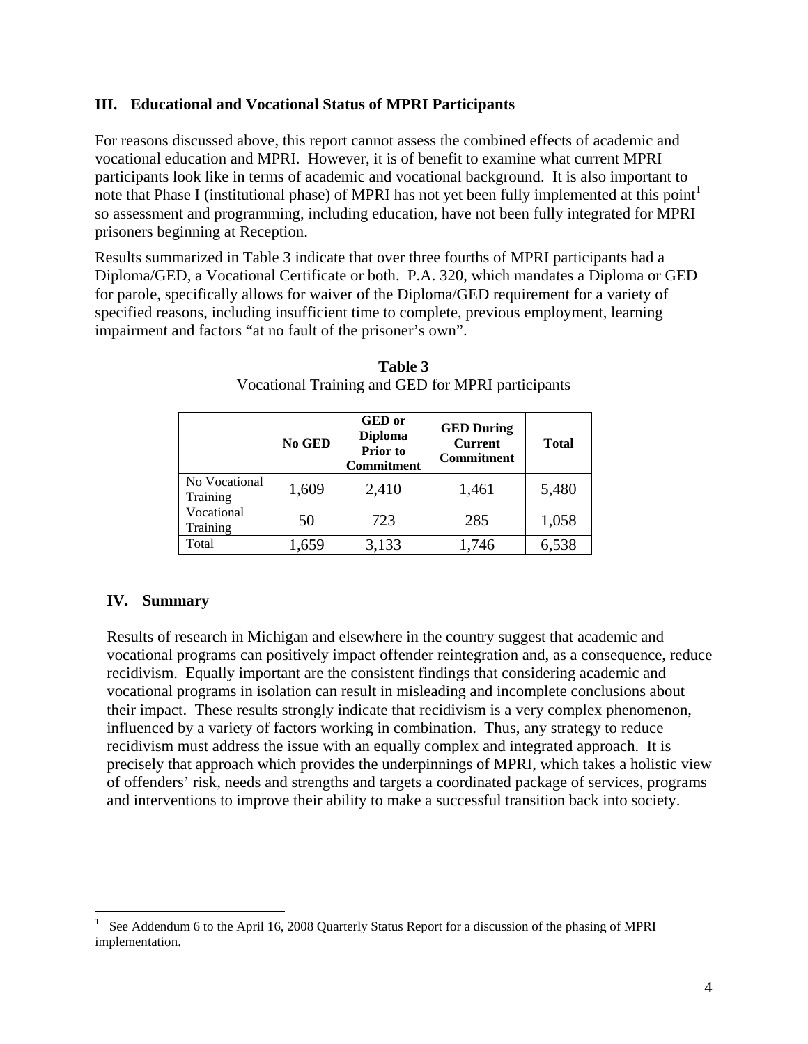## III. Educational and Vocational Status of MPRI Participants

For reasons discussed above, this report cannot assess the combined effects of academic and vocational education and MPRI. However, it is of benefit to examine what current MPRI participants look like in terms of academic and vocational background. It is also important to note that Phase I (institutional phase) of MPRI has not yet been fully implemented at this point[1] so assessment and programming, including education, have not been fully integrated for MPRI prisoners beginning at Reception.

Results summarized in Table 3 indicate that over three fourths of MPRI participants had a Diploma/GED, a Vocational Certificate or both. P.A. 320, which mandates a Diploma or GED for parole, specifically allows for waiver of the Diploma/GED requirement for a variety of specified reasons, including insufficient time to complete, previous employment, learning impairment and factors "at no fault of the prisoner's own".

**Table 3**
Vocational Training and GED for MPRI participants

| | No GED | GED or Diploma Prior to Commitment | GED During Current Commitment | Total |
|---|---|---|---|---|
| No Vocational Training | 1,609 | 2,410 | 1,461 | 5,480 |
| Vocational Training | 50 | 723 | 285 | 1,058 |
| Total | 1,659 | 3,133 | 1,746 | 6,538 |

## IV. Summary

Results of research in Michigan and elsewhere in the country suggest that academic and vocational programs can positively impact offender reintegration and, as a consequence, reduce recidivism. Equally important are the consistent findings that considering academic and vocational programs in isolation can result in misleading and incomplete conclusions about their impact. These results strongly indicate that recidivism is a very complex phenomenon, influenced by a variety of factors working in combination. Thus, any strategy to reduce recidivism must address the issue with an equally complex and integrated approach. It is precisely that approach which provides the underpinnings of MPRI, which takes a holistic view of offenders' risk, needs and strengths and targets a coordinated package of services, programs and interventions to improve their ability to make a successful transition back into society.

---

[1] See Addendum 6 to the April 16, 2008 Quarterly Status Report for a discussion of the phasing of MPRI implementation.